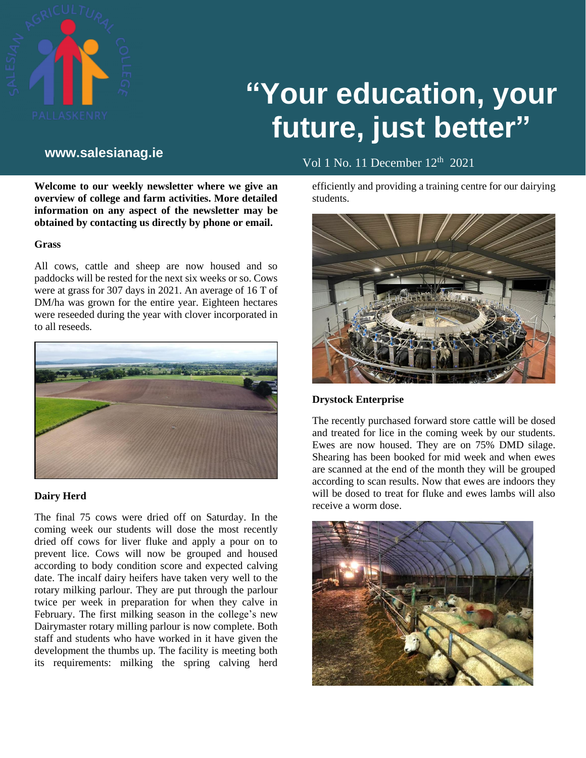# "Your education, your future, just better"

**www.salesianag.ie**

Vol 1 No. 11 December 12th 2021

**Welcome to our weekly newsletter where we give an overview of college and farm activities. More detailed information on any aspect of the newsletter may be obtained by contacting us directly by phone or email.**

### Grass

All cows, cattle and sheep are now housed and so paddocks will be rested for the next six weeks or so. Cows were at grass for 307 days in 2021. An average of 16 T of DM/ha was grown for the entire year. Eighteen hectares were reseeded during the year with clover incorporated in to all reseeds.

### Dairy Herd

The final 75 cows were dried off on Saturday. In the coming week our students will dose the most recently dried off cows for liver fluke and apply a pour on to prevent lice. Cows will now be grouped and housed according to body condition score and expected calving date. The incalf dairy heifers have taken very well to the rotary milking parlour. They are put through the parlour twice per week in preparation for when they calve in February. The first milking season in the college's new Dairymaster rotary milling parlour is now complete. Both staff and students who have worked in it have given the development the thumbs up. The facility is meeting both its requirements: milking the spring calving herd efficiently and providing a training centre for our dairying students.

### Drystock Enterprise

The recently purchased forward store cattle will be dosed and treated for lice in the coming week by our students. Ewes are now housed. They are on 75% DMD silage. Shearing has been booked for mid week and when ewes are scanned at the end of the month they will be grouped according to scan results. Now that ewes are indoors they will be dosed to treat for fluke and ewes lambs will also receive a worm dose.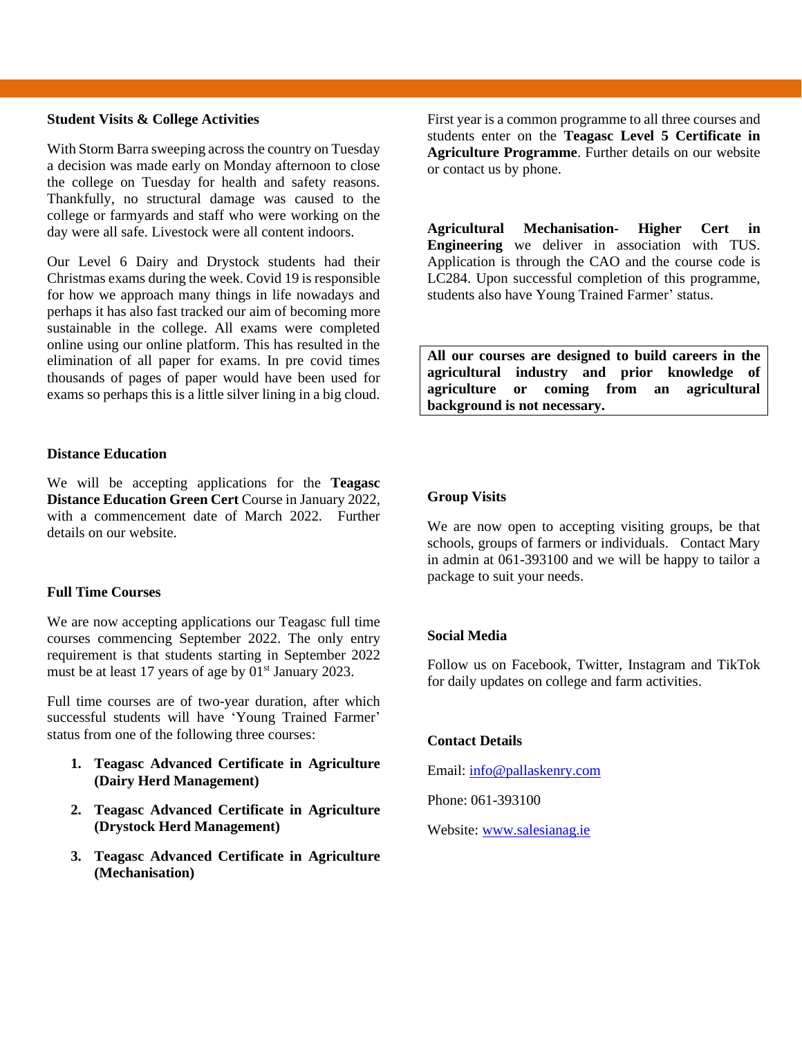**Student Visits & College Activities**

With Storm Barra sweeping across the country on Tuesday a decision was made early on Monday afternoon to close the college on Tuesday for health and safety reasons. Thankfully, no structural damage was caused to the college or farmyards and staff who were working on the day were all safe. Livestock were all content indoors.

Our Level 6 Dairy and Drystock students had their Christmas exams during the week. Covid 19 is responsible for how we approach many things in life nowadays and perhaps it has also fast tracked our aim of becoming more sustainable in the college. All exams were completed online using our online platform. This has resulted in the elimination of all paper for exams. In pre covid times thousands of pages of paper would have been used for exams so perhaps this is a little silver lining in a big cloud.

**Distance Education**

We will be accepting applications for the **Teagasc Distance Education Green Cert** Course in January 2022, with a commencement date of March 2022. Further details on our website.

**Full Time Courses**

We are now accepting applications our Teagasc full time courses commencing September 2022. The only entry requirement is that students starting in September 2022 must be at least 17 years of age by 01st January 2023.

Full time courses are of two-year duration, after which successful students will have 'Young Trained Farmer' status from one of the following three courses:

1. **Teagasc Advanced Certificate in Agriculture (Dairy Herd Management)**
2. **Teagasc Advanced Certificate in Agriculture (Drystock Herd Management)**
3. **Teagasc Advanced Certificate in Agriculture (Mechanisation)**

First year is a common programme to all three courses and students enter on the **Teagasc Level 5 Certificate in Agriculture Programme**. Further details on our website or contact us by phone.

**Agricultural Mechanisation- Higher Cert in Engineering** we deliver in association with TUS. Application is through the CAO and the course code is LC284. Upon successful completion of this programme, students also have Young Trained Farmer' status.

**All our courses are designed to build careers in the agricultural industry and prior knowledge of agriculture or coming from an agricultural background is not necessary.**

**Group Visits**

We are now open to accepting visiting groups, be that schools, groups of farmers or individuals. Contact Mary in admin at 061-393100 and we will be happy to tailor a package to suit your needs.

**Social Media**

Follow us on Facebook, Twitter, Instagram and TikTok for daily updates on college and farm activities.

**Contact Details**

Email: info@pallaskenry.com

Phone: 061-393100

Website: www.salesianag.ie